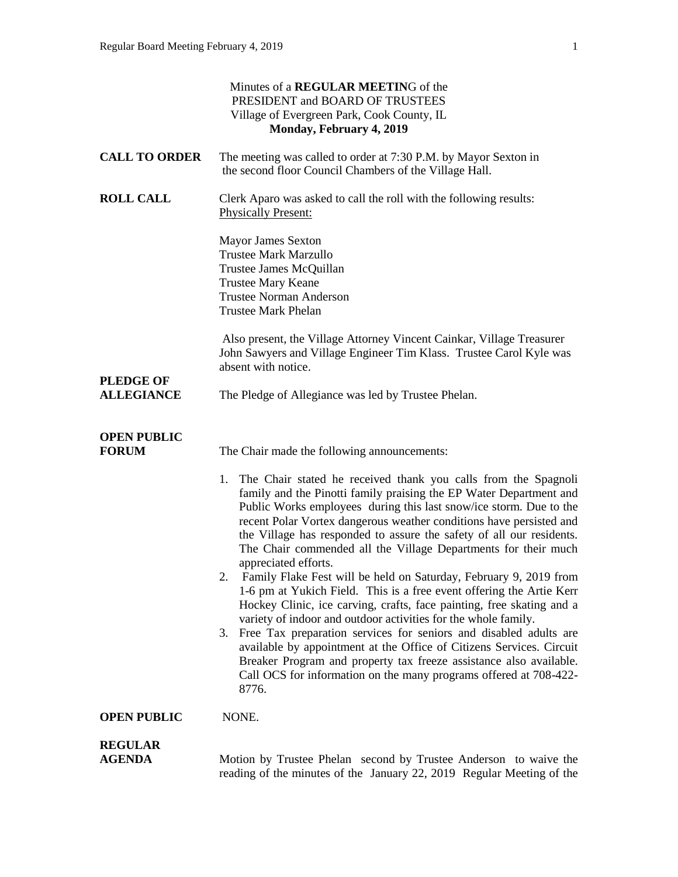Minutes of a **REGULAR MEETIN**G of the
PRESIDENT and BOARD OF TRUSTEES
Village of Evergreen Park, Cook County, IL
**Monday, February 4, 2019**

**CALL TO ORDER** The meeting was called to order at 7:30 P.M. by Mayor Sexton in the second floor Council Chambers of the Village Hall.

**ROLL CALL** Clerk Aparo was asked to call the roll with the following results:
Physically Present:

Mayor James Sexton
Trustee Mark Marzullo
Trustee James McQuillan
Trustee Mary Keane
Trustee Norman Anderson
Trustee Mark Phelan

Also present, the Village Attorney Vincent Cainkar, Village Treasurer John Sawyers and Village Engineer Tim Klass. Trustee Carol Kyle was absent with notice.

**PLEDGE OF ALLEGIANCE** The Pledge of Allegiance was led by Trustee Phelan.

**OPEN PUBLIC FORUM** The Chair made the following announcements:

1. The Chair stated he received thank you calls from the Spagnoli family and the Pinotti family praising the EP Water Department and Public Works employees during this last snow/ice storm. Due to the recent Polar Vortex dangerous weather conditions have persisted and the Village has responded to assure the safety of all our residents. The Chair commended all the Village Departments for their much appreciated efforts.
2. Family Flake Fest will be held on Saturday, February 9, 2019 from 1-6 pm at Yukich Field. This is a free event offering the Artie Kerr Hockey Clinic, ice carving, crafts, face painting, free skating and a variety of indoor and outdoor activities for the whole family.
3. Free Tax preparation services for seniors and disabled adults are available by appointment at the Office of Citizens Services. Circuit Breaker Program and property tax freeze assistance also available. Call OCS for information on the many programs offered at 708-422-8776.

**OPEN PUBLIC** NONE.

**REGULAR AGENDA** Motion by Trustee Phelan second by Trustee Anderson to waive the reading of the minutes of the January 22, 2019 Regular Meeting of the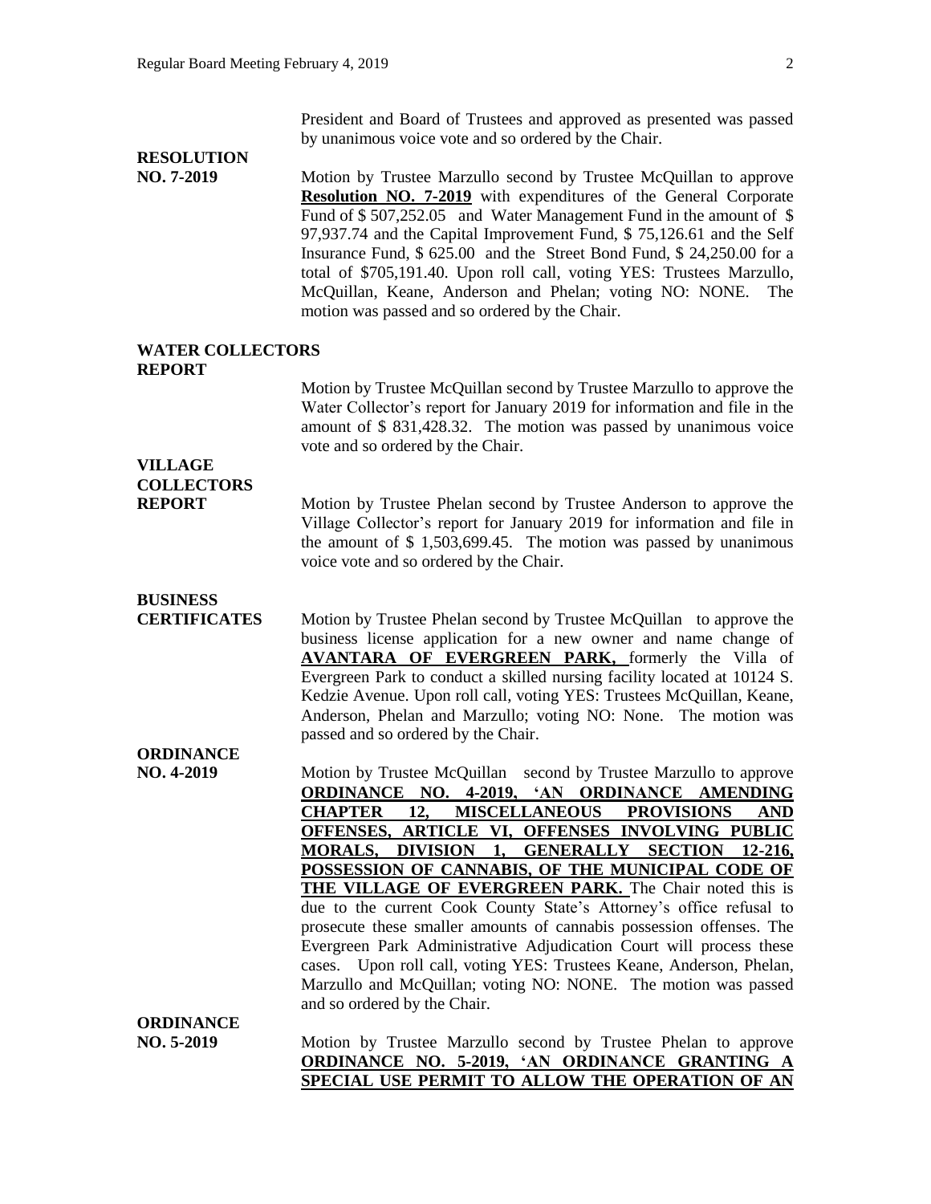President and Board of Trustees and approved as presented was passed by unanimous voice vote and so ordered by the Chair.

**RESOLUTION NO. 7-2019**

Motion by Trustee Marzullo second by Trustee McQuillan to approve **Resolution NO. 7-2019** with expenditures of the General Corporate Fund of \$ 507,252.05 and Water Management Fund in the amount of \$ 97,937.74 and the Capital Improvement Fund, \$ 75,126.61 and the Self Insurance Fund, \$ 625.00 and the Street Bond Fund, \$ 24,250.00 for a total of \$705,191.40. Upon roll call, voting YES: Trustees Marzullo, McQuillan, Keane, Anderson and Phelan; voting NO: NONE. The motion was passed and so ordered by the Chair.

**WATER COLLECTORS REPORT**

Motion by Trustee McQuillan second by Trustee Marzullo to approve the Water Collector's report for January 2019 for information and file in the amount of \$ 831,428.32. The motion was passed by unanimous voice vote and so ordered by the Chair.

**VILLAGE COLLECTORS REPORT**

Motion by Trustee Phelan second by Trustee Anderson to approve the Village Collector's report for January 2019 for information and file in the amount of \$ 1,503,699.45. The motion was passed by unanimous voice vote and so ordered by the Chair.

**BUSINESS CERTIFICATES**

Motion by Trustee Phelan second by Trustee McQuillan to approve the business license application for a new owner and name change of **AVANTARA OF EVERGREEN PARK,** formerly the Villa of Evergreen Park to conduct a skilled nursing facility located at 10124 S. Kedzie Avenue. Upon roll call, voting YES: Trustees McQuillan, Keane, Anderson, Phelan and Marzullo; voting NO: None. The motion was passed and so ordered by the Chair.

**ORDINANCE NO. 4-2019**

Motion by Trustee McQuillan second by Trustee Marzullo to approve **ORDINANCE NO. 4-2019, 'AN ORDINANCE AMENDING CHAPTER 12, MISCELLANEOUS PROVISIONS AND OFFENSES, ARTICLE VI, OFFENSES INVOLVING PUBLIC MORALS, DIVISION 1, GENERALLY SECTION 12-216, POSSESSION OF CANNABIS, OF THE MUNICIPAL CODE OF THE VILLAGE OF EVERGREEN PARK.** The Chair noted this is due to the current Cook County State's Attorney's office refusal to prosecute these smaller amounts of cannabis possession offenses. The Evergreen Park Administrative Adjudication Court will process these cases. Upon roll call, voting YES: Trustees Keane, Anderson, Phelan, Marzullo and McQuillan; voting NO: NONE. The motion was passed and so ordered by the Chair.

**ORDINANCE NO. 5-2019**

Motion by Trustee Marzullo second by Trustee Phelan to approve **ORDINANCE NO. 5-2019, 'AN ORDINANCE GRANTING A SPECIAL USE PERMIT TO ALLOW THE OPERATION OF AN**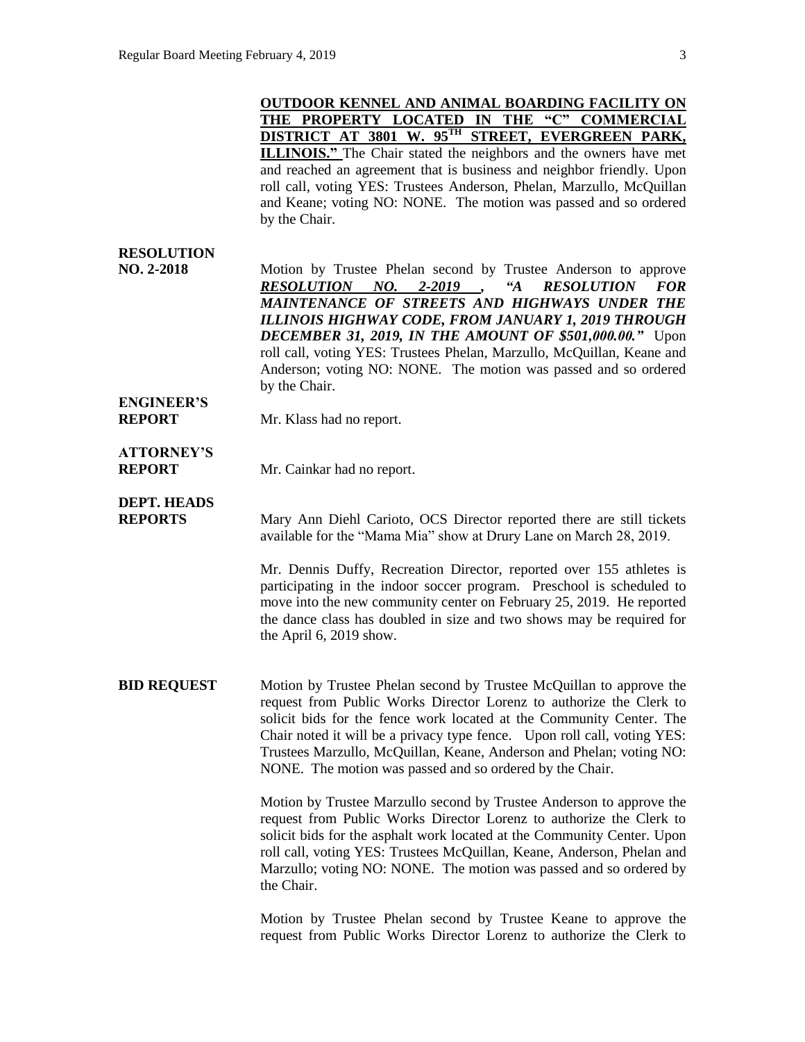**<u>OUTDOOR KENNEL AND ANIMAL BOARDING FACILITY ON THE PROPERTY LOCATED IN THE "C" COMMERCIAL DISTRICT AT 3801 W. 95TH STREET, EVERGREEN PARK, ILLINOIS."</u>** The Chair stated the neighbors and the owners have met and reached an agreement that is business and neighbor friendly. Upon roll call, voting YES: Trustees Anderson, Phelan, Marzullo, McQuillan and Keane; voting NO: NONE. The motion was passed and so ordered by the Chair.

**RESOLUTION NO. 2-2018**

Motion by Trustee Phelan second by Trustee Anderson to approve ***<u>RESOLUTION NO. 2-2019</u> , "A RESOLUTION FOR MAINTENANCE OF STREETS AND HIGHWAYS UNDER THE ILLINOIS HIGHWAY CODE, FROM JANUARY 1, 2019 THROUGH DECEMBER 31, 2019, IN THE AMOUNT OF $501,000.00."*** Upon roll call, voting YES: Trustees Phelan, Marzullo, McQuillan, Keane and Anderson; voting NO: NONE. The motion was passed and so ordered by the Chair.

**ENGINEER'S REPORT**

Mr. Klass had no report.

**ATTORNEY'S REPORT**

Mr. Cainkar had no report.

**DEPT. HEADS REPORTS**

Mary Ann Diehl Carioto, OCS Director reported there are still tickets available for the "Mama Mia" show at Drury Lane on March 28, 2019.

Mr. Dennis Duffy, Recreation Director, reported over 155 athletes is participating in the indoor soccer program. Preschool is scheduled to move into the new community center on February 25, 2019. He reported the dance class has doubled in size and two shows may be required for the April 6, 2019 show.

**BID REQUEST**

Motion by Trustee Phelan second by Trustee McQuillan to approve the request from Public Works Director Lorenz to authorize the Clerk to solicit bids for the fence work located at the Community Center. The Chair noted it will be a privacy type fence. Upon roll call, voting YES: Trustees Marzullo, McQuillan, Keane, Anderson and Phelan; voting NO: NONE. The motion was passed and so ordered by the Chair.

Motion by Trustee Marzullo second by Trustee Anderson to approve the request from Public Works Director Lorenz to authorize the Clerk to solicit bids for the asphalt work located at the Community Center. Upon roll call, voting YES: Trustees McQuillan, Keane, Anderson, Phelan and Marzullo; voting NO: NONE. The motion was passed and so ordered by the Chair.

Motion by Trustee Phelan second by Trustee Keane to approve the request from Public Works Director Lorenz to authorize the Clerk to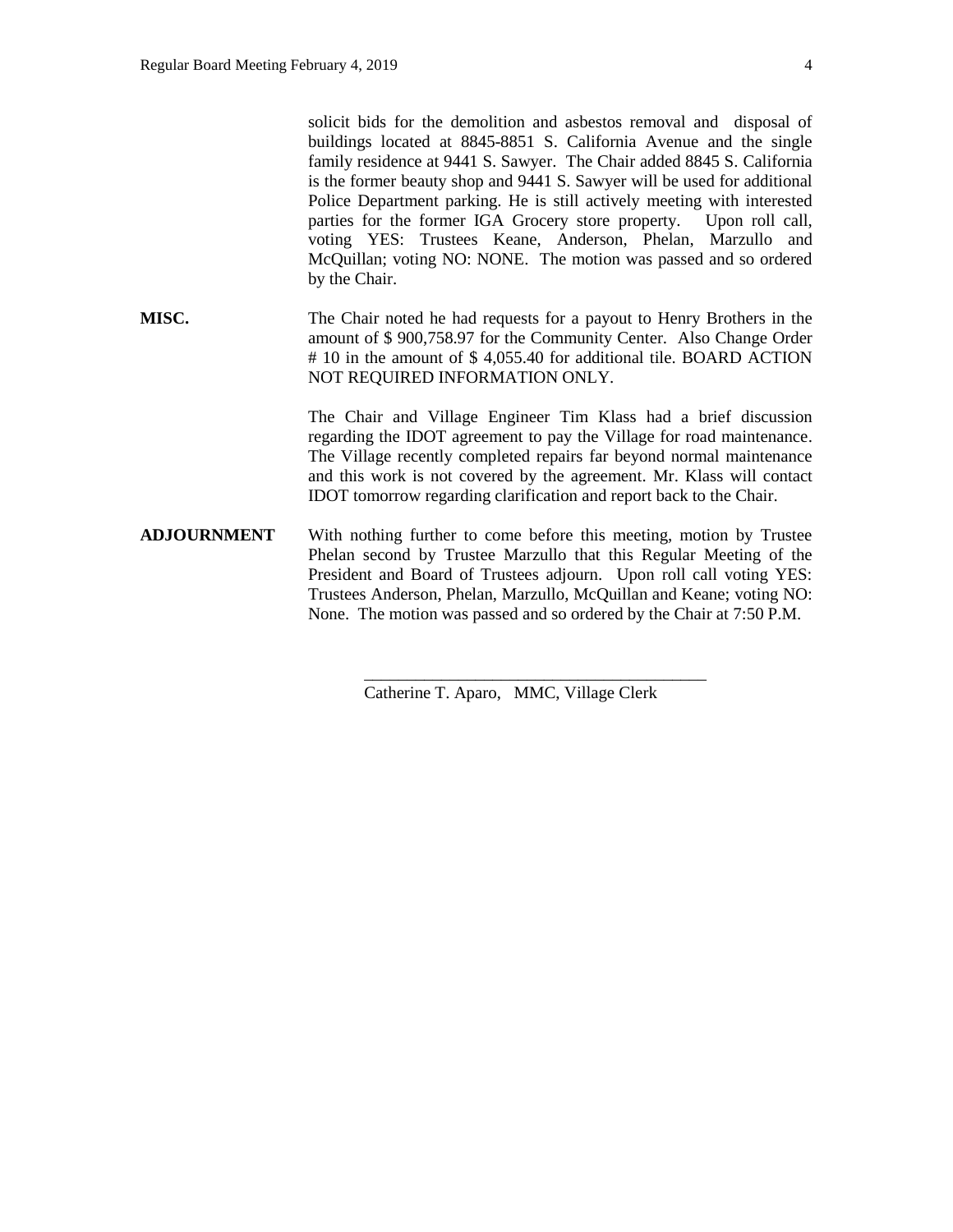solicit bids for the demolition and asbestos removal and disposal of buildings located at 8845-8851 S. California Avenue and the single family residence at 9441 S. Sawyer. The Chair added 8845 S. California is the former beauty shop and 9441 S. Sawyer will be used for additional Police Department parking. He is still actively meeting with interested parties for the former IGA Grocery store property. Upon roll call, voting YES: Trustees Keane, Anderson, Phelan, Marzullo and McQuillan; voting NO: NONE. The motion was passed and so ordered by the Chair.

**MISC.** The Chair noted he had requests for a payout to Henry Brothers in the amount of $ 900,758.97 for the Community Center. Also Change Order # 10 in the amount of $ 4,055.40 for additional tile. BOARD ACTION NOT REQUIRED INFORMATION ONLY.

The Chair and Village Engineer Tim Klass had a brief discussion regarding the IDOT agreement to pay the Village for road maintenance. The Village recently completed repairs far beyond normal maintenance and this work is not covered by the agreement. Mr. Klass will contact IDOT tomorrow regarding clarification and report back to the Chair.

**ADJOURNMENT** With nothing further to come before this meeting, motion by Trustee Phelan second by Trustee Marzullo that this Regular Meeting of the President and Board of Trustees adjourn. Upon roll call voting YES: Trustees Anderson, Phelan, Marzullo, McQuillan and Keane; voting NO: None. The motion was passed and so ordered by the Chair at 7:50 P.M.

\_\_\_\_\_\_\_\_\_\_\_\_\_\_\_\_\_\_\_\_\_\_\_\_\_\_\_\_\_\_\_\_\_\_\_\_\_\_\_\_

Catherine T. Aparo, MMC, Village Clerk